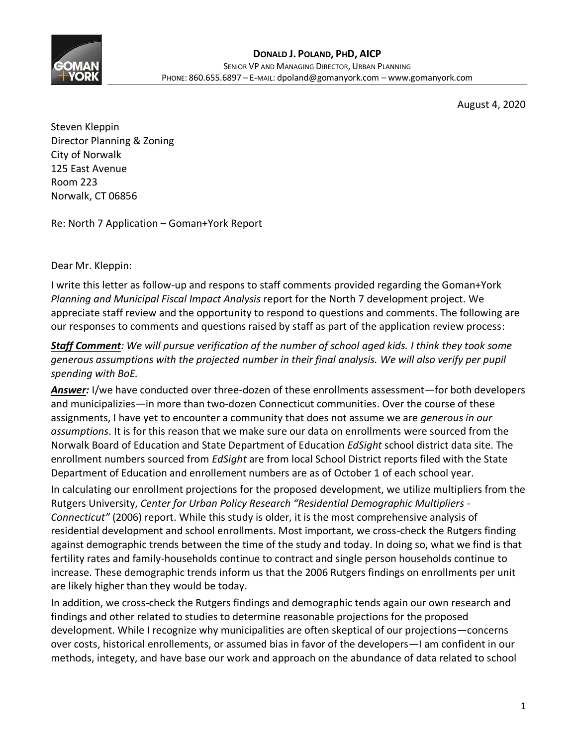**DONALD J. POLAND, PHD, AICP**
SENIOR VP AND MANAGING DIRECTOR, URBAN PLANNING
PHONE: 860.655.6897 – E-MAIL: dpoland@gomanyork.com – www.gomanyork.com

August 4, 2020

Steven Kleppin
Director Planning & Zoning
City of Norwalk
125 East Avenue
Room 223
Norwalk, CT 06856

Re: North 7 Application – Goman+York Report

Dear Mr. Kleppin:

I write this letter as follow-up and respons to staff comments provided regarding the Goman+York *Planning and Municipal Fiscal Impact Analysis* report for the North 7 development project. We appreciate staff review and the opportunity to respond to questions and comments. The following are our responses to comments and questions raised by staff as part of the application review process:

***Staff Comment**: We will pursue verification of the number of school aged kids. I think they took some generous assumptions with the projected number in their final analysis. We will also verify per pupil spending with BoE.*

***Answer:*** I/we have conducted over three-dozen of these enrollments assessment—for both developers and municipalizies—in more than two-dozen Connecticut communities. Over the course of these assignments, I have yet to encounter a community that does not assume we are *generous in our assumptions*. It is for this reason that we make sure our data on enrollments were sourced from the Norwalk Board of Education and State Department of Education *EdSight* school district data site. The enrollment numbers sourced from *EdSight* are from local School District reports filed with the State Department of Education and enrollement numbers are as of October 1 of each school year.

In calculating our enrollment projections for the proposed development, we utilize multipliers from the Rutgers University, *Center for Urban Policy Research "Residential Demographic Multipliers - Connecticut"* (2006) report. While this study is older, it is the most comprehensive analysis of residential development and school enrollments. Most important, we cross-check the Rutgers finding against demographic trends between the time of the study and today. In doing so, what we find is that fertility rates and family-households continue to contract and single person households continue to increase. These demographic trends inform us that the 2006 Rutgers findings on enrollments per unit are likely higher than they would be today.

In addition, we cross-check the Rutgers findings and demographic tends again our own research and findings and other related to studies to determine reasonable projections for the proposed development. While I recognize why municipalities are often skeptical of our projections—concerns over costs, historical enrollements, or assumed bias in favor of the developers—I am confident in our methods, integety, and have base our work and approach on the abundance of data related to school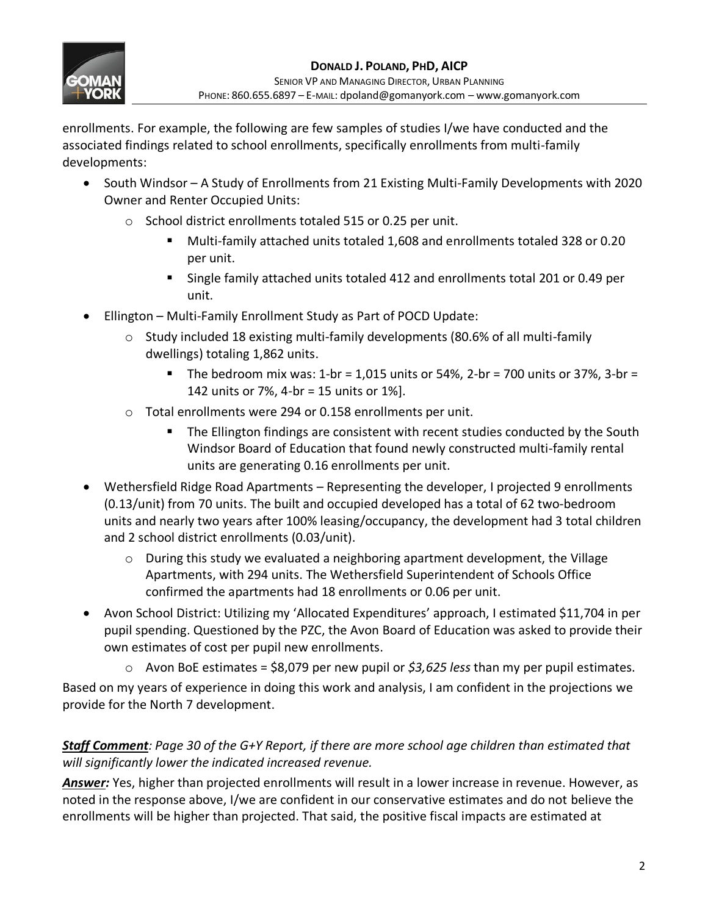enrollments. For example, the following are few samples of studies I/we have conducted and the associated findings related to school enrollments, specifically enrollments from multi-family developments:

- South Windsor – A Study of Enrollments from 21 Existing Multi-Family Developments with 2020 Owner and Renter Occupied Units:
  - School district enrollments totaled 515 or 0.25 per unit.
    - Multi-family attached units totaled 1,608 and enrollments totaled 328 or 0.20 per unit.
    - Single family attached units totaled 412 and enrollments total 201 or 0.49 per unit.
- Ellington – Multi-Family Enrollment Study as Part of POCD Update:
  - Study included 18 existing multi-family developments (80.6% of all multi-family dwellings) totaling 1,862 units.
    - The bedroom mix was: 1-br = 1,015 units or 54%, 2-br = 700 units or 37%, 3-br = 142 units or 7%, 4-br = 15 units or 1%].
  - Total enrollments were 294 or 0.158 enrollments per unit.
    - The Ellington findings are consistent with recent studies conducted by the South Windsor Board of Education that found newly constructed multi-family rental units are generating 0.16 enrollments per unit.
- Wethersfield Ridge Road Apartments – Representing the developer, I projected 9 enrollments (0.13/unit) from 70 units. The built and occupied developed has a total of 62 two-bedroom units and nearly two years after 100% leasing/occupancy, the development had 3 total children and 2 school district enrollments (0.03/unit).
  - During this study we evaluated a neighboring apartment development, the Village Apartments, with 294 units. The Wethersfield Superintendent of Schools Office confirmed the apartments had 18 enrollments or 0.06 per unit.
- Avon School District: Utilizing my 'Allocated Expenditures' approach, I estimated $11,704 in per pupil spending. Questioned by the PZC, the Avon Board of Education was asked to provide their own estimates of cost per pupil new enrollments.
  - Avon BoE estimates = $8,079 per new pupil or *$3,625 less* than my per pupil estimates.

Based on my years of experience in doing this work and analysis, I am confident in the projections we provide for the North 7 development.

***Staff Comment****: Page 30 of the G+Y Report, if there are more school age children than estimated that will significantly lower the indicated increased revenue.*

***Answer:*** Yes, higher than projected enrollments will result in a lower increase in revenue. However, as noted in the response above, I/we are confident in our conservative estimates and do not believe the enrollments will be higher than projected. That said, the positive fiscal impacts are estimated at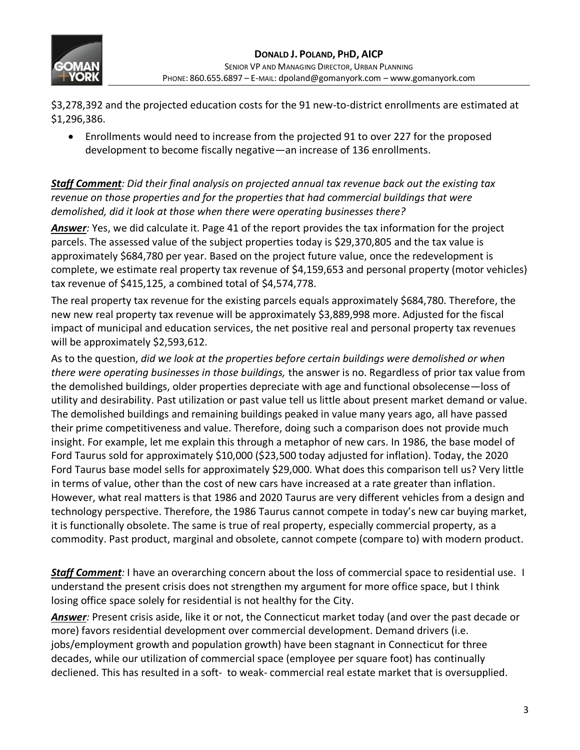$3,278,392 and the projected education costs for the 91 new-to-district enrollments are estimated at $1,296,386.

- Enrollments would need to increase from the projected 91 to over 227 for the proposed development to become fiscally negative—an increase of 136 enrollments.

***Staff Comment****: Did their final analysis on projected annual tax revenue back out the existing tax revenue on those properties and for the properties that had commercial buildings that were demolished, did it look at those when there were operating businesses there?*

***Answer****:* Yes, we did calculate it. Page 41 of the report provides the tax information for the project parcels. The assessed value of the subject properties today is $29,370,805 and the tax value is approximately $684,780 per year. Based on the project future value, once the redevelopment is complete, we estimate real property tax revenue of $4,159,653 and personal property (motor vehicles) tax revenue of $415,125, a combined total of $4,574,778.

The real property tax revenue for the existing parcels equals approximately $684,780. Therefore, the new new real property tax revenue will be approximately $3,889,998 more. Adjusted for the fiscal impact of municipal and education services, the net positive real and personal property tax revenues will be approximately $2,593,612.

As to the question, *did we look at the properties before certain buildings were demolished or when there were operating businesses in those buildings,* the answer is no. Regardless of prior tax value from the demolished buildings, older properties depreciate with age and functional obsolecense—loss of utility and desirability. Past utilization or past value tell us little about present market demand or value. The demolished buildings and remaining buildings peaked in value many years ago, all have passed their prime competitiveness and value. Therefore, doing such a comparison does not provide much insight. For example, let me explain this through a metaphor of new cars. In 1986, the base model of Ford Taurus sold for approximately $10,000 ($23,500 today adjusted for inflation). Today, the 2020 Ford Taurus base model sells for approximately $29,000. What does this comparison tell us? Very little in terms of value, other than the cost of new cars have increased at a rate greater than inflation. However, what real matters is that 1986 and 2020 Taurus are very different vehicles from a design and technology perspective. Therefore, the 1986 Taurus cannot compete in today's new car buying market, it is functionally obsolete. The same is true of real property, especially commercial property, as a commodity. Past product, marginal and obsolete, cannot compete (compare to) with modern product.

***Staff Comment****:* I have an overarching concern about the loss of commercial space to residential use. I understand the present crisis does not strengthen my argument for more office space, but I think losing office space solely for residential is not healthy for the City.

***Answer****:* Present crisis aside, like it or not, the Connecticut market today (and over the past decade or more) favors residential development over commercial development. Demand drivers (i.e. jobs/employment growth and population growth) have been stagnant in Connecticut for three decades, while our utilization of commercial space (employee per square foot) has continually decliened. This has resulted in a soft- to weak- commercial real estate market that is oversupplied.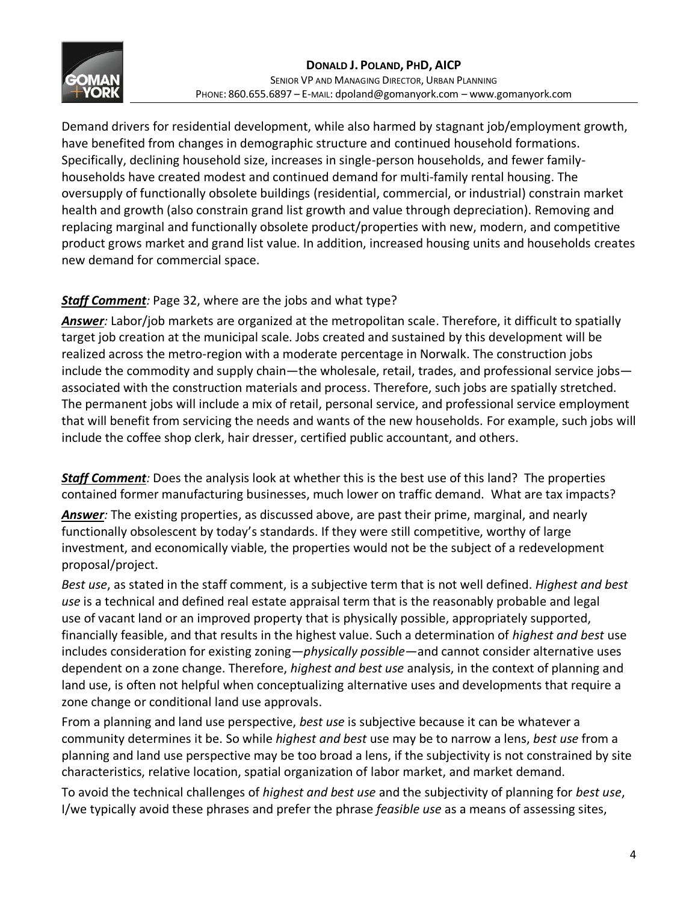Demand drivers for residential development, while also harmed by stagnant job/employment growth, have benefited from changes in demographic structure and continued household formations. Specifically, declining household size, increases in single-person households, and fewer family-households have created modest and continued demand for multi-family rental housing. The oversupply of functionally obsolete buildings (residential, commercial, or industrial) constrain market health and growth (also constrain grand list growth and value through depreciation). Removing and replacing marginal and functionally obsolete product/properties with new, modern, and competitive product grows market and grand list value. In addition, increased housing units and households creates new demand for commercial space.

***Staff Comment**:* Page 32, where are the jobs and what type?

***Answer**:* Labor/job markets are organized at the metropolitan scale. Therefore, it difficult to spatially target job creation at the municipal scale. Jobs created and sustained by this development will be realized across the metro-region with a moderate percentage in Norwalk. The construction jobs include the commodity and supply chain—the wholesale, retail, trades, and professional service jobs—associated with the construction materials and process. Therefore, such jobs are spatially stretched. The permanent jobs will include a mix of retail, personal service, and professional service employment that will benefit from servicing the needs and wants of the new households. For example, such jobs will include the coffee shop clerk, hair dresser, certified public accountant, and others.

***Staff Comment**:* Does the analysis look at whether this is the best use of this land? The properties contained former manufacturing businesses, much lower on traffic demand. What are tax impacts?

***Answer**:* The existing properties, as discussed above, are past their prime, marginal, and nearly functionally obsolescent by today's standards. If they were still competitive, worthy of large investment, and economically viable, the properties would not be the subject of a redevelopment proposal/project.

*Best use*, as stated in the staff comment, is a subjective term that is not well defined. *Highest and best use* is a technical and defined real estate appraisal term that is the reasonably probable and legal use of vacant land or an improved property that is physically possible, appropriately supported, financially feasible, and that results in the highest value. Such a determination of *highest and best* use includes consideration for existing zoning—*physically possible*—and cannot consider alternative uses dependent on a zone change. Therefore, *highest and best use* analysis, in the context of planning and land use, is often not helpful when conceptualizing alternative uses and developments that require a zone change or conditional land use approvals.

From a planning and land use perspective, *best use* is subjective because it can be whatever a community determines it be. So while *highest and best* use may be to narrow a lens, *best use* from a planning and land use perspective may be too broad a lens, if the subjectivity is not constrained by site characteristics, relative location, spatial organization of labor market, and market demand.

To avoid the technical challenges of *highest and best use* and the subjectivity of planning for *best use*, I/we typically avoid these phrases and prefer the phrase *feasible use* as a means of assessing sites,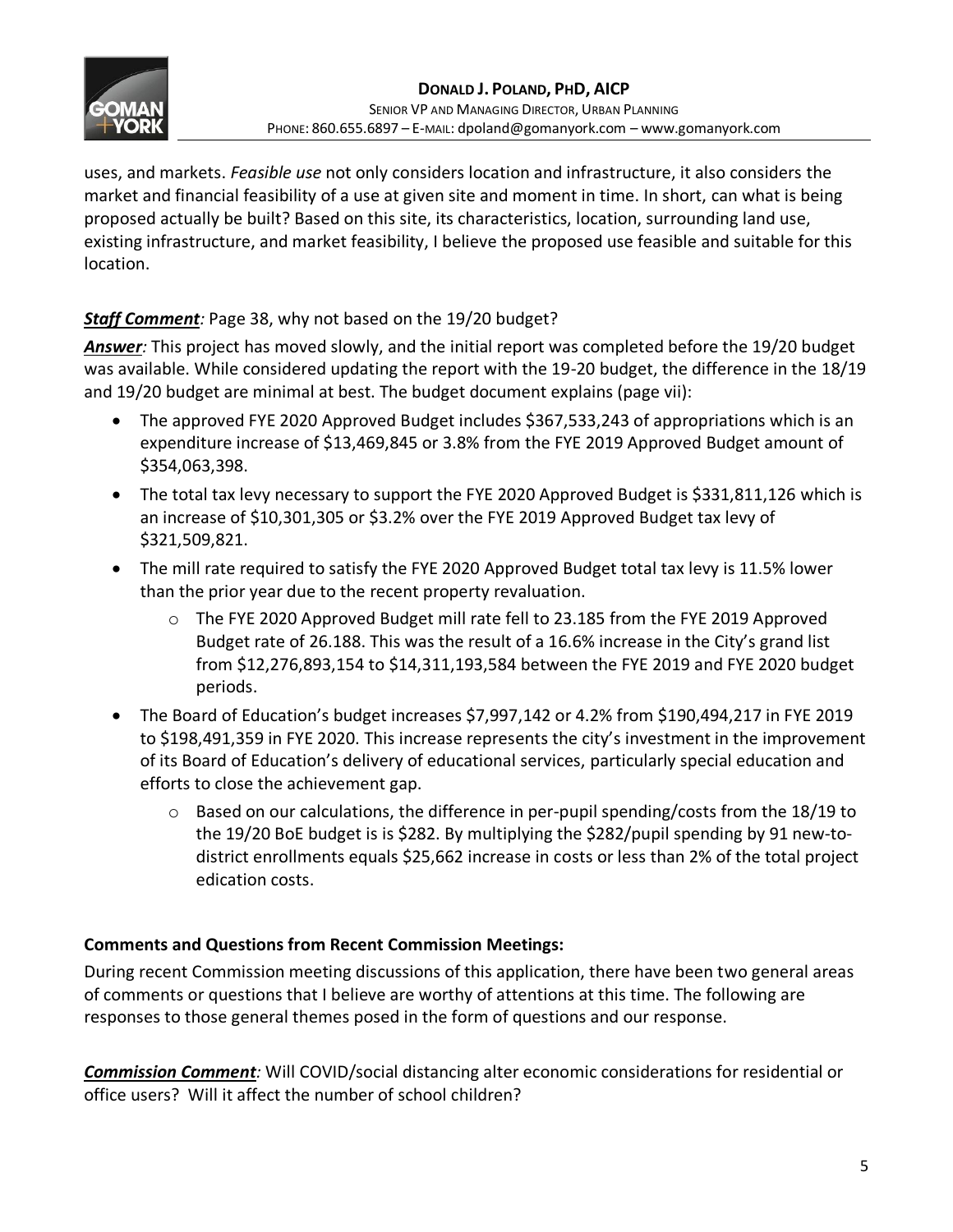uses, and markets. *Feasible use* not only considers location and infrastructure, it also considers the market and financial feasibility of a use at given site and moment in time. In short, can what is being proposed actually be built? Based on this site, its characteristics, location, surrounding land use, existing infrastructure, and market feasibility, I believe the proposed use feasible and suitable for this location.

***Staff Comment****:* Page 38, why not based on the 19/20 budget?

***Answer****:* This project has moved slowly, and the initial report was completed before the 19/20 budget was available. While considered updating the report with the 19-20 budget, the difference in the 18/19 and 19/20 budget are minimal at best. The budget document explains (page vii):

- The approved FYE 2020 Approved Budget includes $367,533,243 of appropriations which is an expenditure increase of $13,469,845 or 3.8% from the FYE 2019 Approved Budget amount of $354,063,398.
- The total tax levy necessary to support the FYE 2020 Approved Budget is $331,811,126 which is an increase of $10,301,305 or $3.2% over the FYE 2019 Approved Budget tax levy of $321,509,821.
- The mill rate required to satisfy the FYE 2020 Approved Budget total tax levy is 11.5% lower than the prior year due to the recent property revaluation.
  - The FYE 2020 Approved Budget mill rate fell to 23.185 from the FYE 2019 Approved Budget rate of 26.188. This was the result of a 16.6% increase in the City's grand list from $12,276,893,154 to $14,311,193,584 between the FYE 2019 and FYE 2020 budget periods.
- The Board of Education's budget increases $7,997,142 or 4.2% from $190,494,217 in FYE 2019 to $198,491,359 in FYE 2020. This increase represents the city's investment in the improvement of its Board of Education's delivery of educational services, particularly special education and efforts to close the achievement gap.
  - Based on our calculations, the difference in per-pupil spending/costs from the 18/19 to the 19/20 BoE budget is is $282. By multiplying the $282/pupil spending by 91 new-to-district enrollments equals $25,662 increase in costs or less than 2% of the total project edication costs.

**Comments and Questions from Recent Commission Meetings:**

During recent Commission meeting discussions of this application, there have been two general areas of comments or questions that I believe are worthy of attentions at this time. The following are responses to those general themes posed in the form of questions and our response.

***Commission Comment****:* Will COVID/social distancing alter economic considerations for residential or office users? Will it affect the number of school children?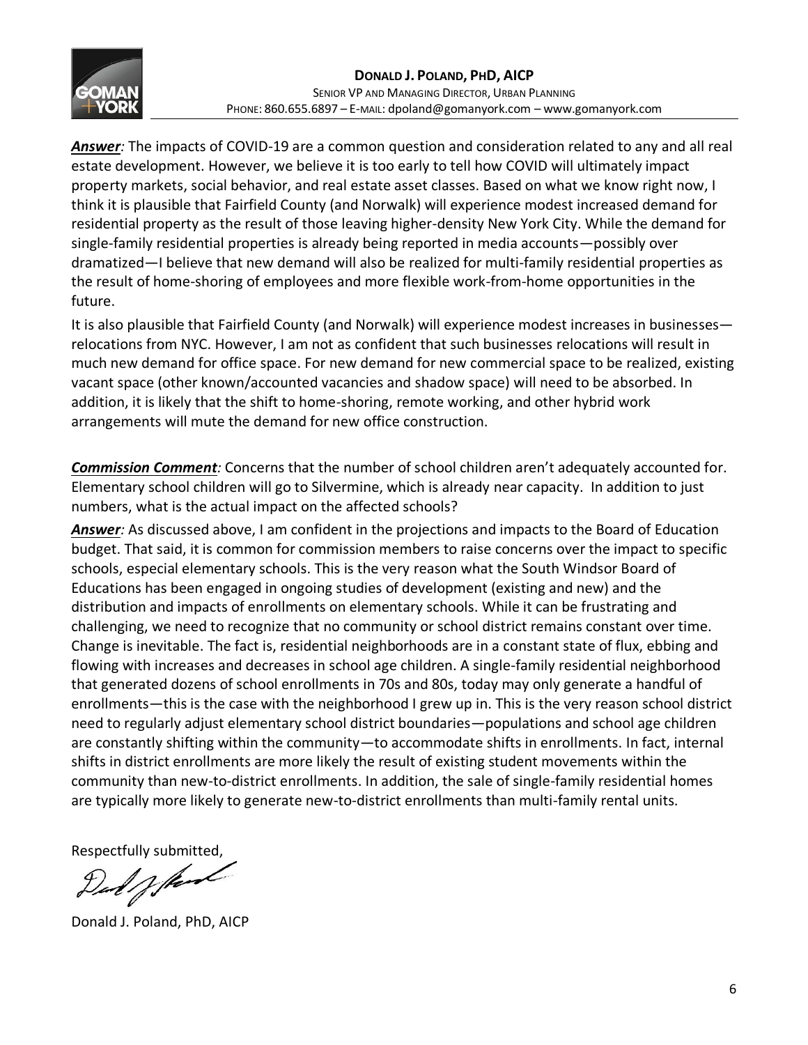***Answer**:* The impacts of COVID-19 are a common question and consideration related to any and all real estate development. However, we believe it is too early to tell how COVID will ultimately impact property markets, social behavior, and real estate asset classes. Based on what we know right now, I think it is plausible that Fairfield County (and Norwalk) will experience modest increased demand for residential property as the result of those leaving higher-density New York City. While the demand for single-family residential properties is already being reported in media accounts—possibly over dramatized—I believe that new demand will also be realized for multi-family residential properties as the result of home-shoring of employees and more flexible work-from-home opportunities in the future.

It is also plausible that Fairfield County (and Norwalk) will experience modest increases in businesses—relocations from NYC. However, I am not as confident that such businesses relocations will result in much new demand for office space. For new demand for new commercial space to be realized, existing vacant space (other known/accounted vacancies and shadow space) will need to be absorbed. In addition, it is likely that the shift to home-shoring, remote working, and other hybrid work arrangements will mute the demand for new office construction.

***Commission Comment**:* Concerns that the number of school children aren't adequately accounted for. Elementary school children will go to Silvermine, which is already near capacity. In addition to just numbers, what is the actual impact on the affected schools?

***Answer**:* As discussed above, I am confident in the projections and impacts to the Board of Education budget. That said, it is common for commission members to raise concerns over the impact to specific schools, especial elementary schools. This is the very reason what the South Windsor Board of Educations has been engaged in ongoing studies of development (existing and new) and the distribution and impacts of enrollments on elementary schools. While it can be frustrating and challenging, we need to recognize that no community or school district remains constant over time. Change is inevitable. The fact is, residential neighborhoods are in a constant state of flux, ebbing and flowing with increases and decreases in school age children. A single-family residential neighborhood that generated dozens of school enrollments in 70s and 80s, today may only generate a handful of enrollments—this is the case with the neighborhood I grew up in. This is the very reason school district need to regularly adjust elementary school district boundaries—populations and school age children are constantly shifting within the community—to accommodate shifts in enrollments. In fact, internal shifts in district enrollments are more likely the result of existing student movements within the community than new-to-district enrollments. In addition, the sale of single-family residential homes are typically more likely to generate new-to-district enrollments than multi-family rental units.

Respectfully submitted,

Donald J. Poland, PhD, AICP